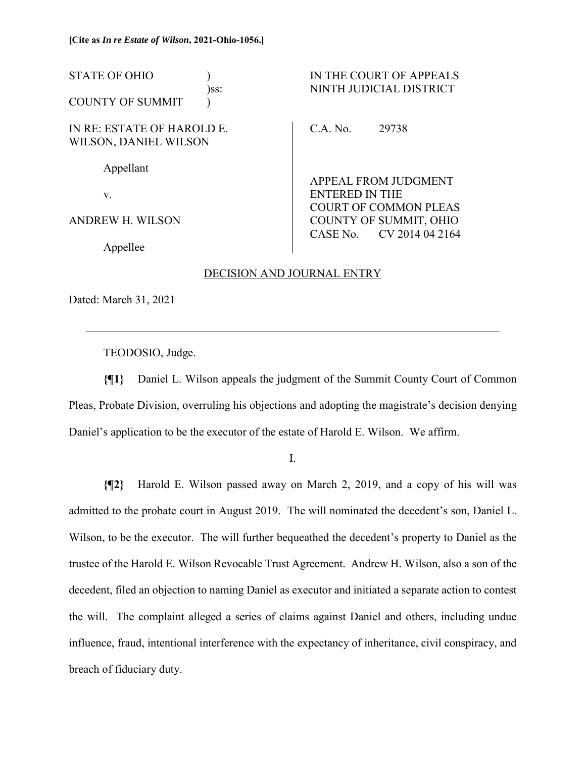**[Cite as *In re Estate of Wilson*, 2021-Ohio-1056.]**

| | | |
|---|---|---|
| STATE OF OHIO<br>COUNTY OF SUMMIT | )<br>)ss:<br>) | IN THE COURT OF APPEALS<br>NINTH JUDICIAL DISTRICT |
| IN RE: ESTATE OF HAROLD E. WILSON, DANIEL WILSON<br><br>Appellant<br><br>v.<br><br>ANDREW H. WILSON<br><br>Appellee | | C.A. No. 29738<br><br>APPEAL FROM JUDGMENT ENTERED IN THE COURT OF COMMON PLEAS COUNTY OF SUMMIT, OHIO CASE No. CV 2014 04 2164 |

DECISION AND JOURNAL ENTRY

Dated: March 31, 2021

---

TEODOSIO, Judge.

**{¶1}** Daniel L. Wilson appeals the judgment of the Summit County Court of Common Pleas, Probate Division, overruling his objections and adopting the magistrate's decision denying Daniel's application to be the executor of the estate of Harold E. Wilson. We affirm.

I.

**{¶2}** Harold E. Wilson passed away on March 2, 2019, and a copy of his will was admitted to the probate court in August 2019. The will nominated the decedent's son, Daniel L. Wilson, to be the executor. The will further bequeathed the decedent's property to Daniel as the trustee of the Harold E. Wilson Revocable Trust Agreement. Andrew H. Wilson, also a son of the decedent, filed an objection to naming Daniel as executor and initiated a separate action to contest the will. The complaint alleged a series of claims against Daniel and others, including undue influence, fraud, intentional interference with the expectancy of inheritance, civil conspiracy, and breach of fiduciary duty.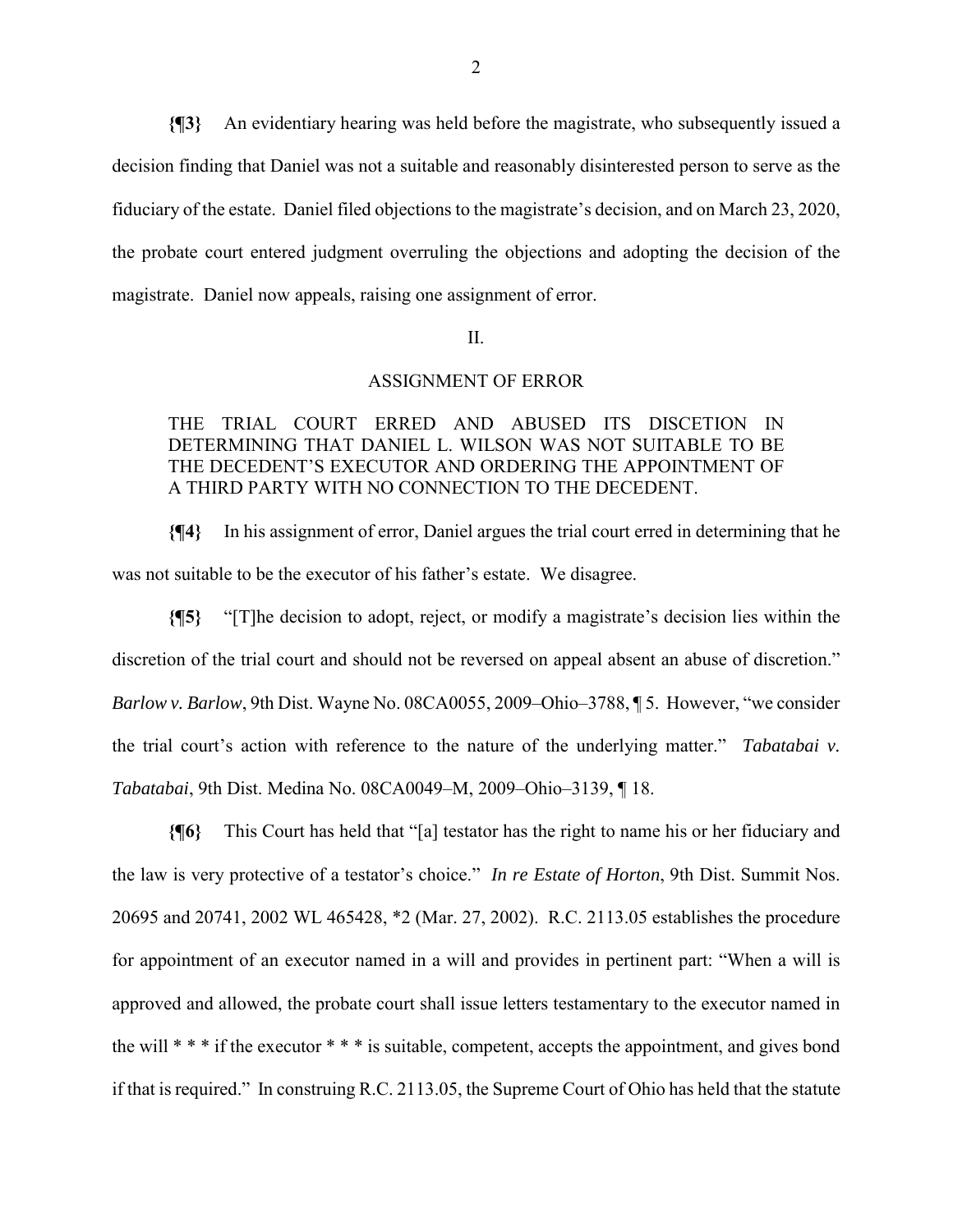**{¶3}** An evidentiary hearing was held before the magistrate, who subsequently issued a decision finding that Daniel was not a suitable and reasonably disinterested person to serve as the fiduciary of the estate. Daniel filed objections to the magistrate's decision, and on March 23, 2020, the probate court entered judgment overruling the objections and adopting the decision of the magistrate. Daniel now appeals, raising one assignment of error.

II.

ASSIGNMENT OF ERROR

THE TRIAL COURT ERRED AND ABUSED ITS DISCETION IN DETERMINING THAT DANIEL L. WILSON WAS NOT SUITABLE TO BE THE DECEDENT'S EXECUTOR AND ORDERING THE APPOINTMENT OF A THIRD PARTY WITH NO CONNECTION TO THE DECEDENT.

**{¶4}** In his assignment of error, Daniel argues the trial court erred in determining that he was not suitable to be the executor of his father's estate. We disagree.

**{¶5}** "[T]he decision to adopt, reject, or modify a magistrate's decision lies within the discretion of the trial court and should not be reversed on appeal absent an abuse of discretion." *Barlow v. Barlow*, 9th Dist. Wayne No. 08CA0055, 2009–Ohio–3788, ¶ 5. However, "we consider the trial court's action with reference to the nature of the underlying matter." *Tabatabai v. Tabatabai*, 9th Dist. Medina No. 08CA0049–M, 2009–Ohio–3139, ¶ 18.

**{¶6}** This Court has held that "[a] testator has the right to name his or her fiduciary and the law is very protective of a testator's choice." *In re Estate of Horton*, 9th Dist. Summit Nos. 20695 and 20741, 2002 WL 465428, *2 (Mar. 27, 2002). R.C. 2113.05 establishes the procedure for appointment of an executor named in a will and provides in pertinent part: "When a will is approved and allowed, the probate court shall issue letters testamentary to the executor named in the will * * * if the executor * * * is suitable, competent, accepts the appointment, and gives bond if that is required." In construing R.C. 2113.05, the Supreme Court of Ohio has held that the statute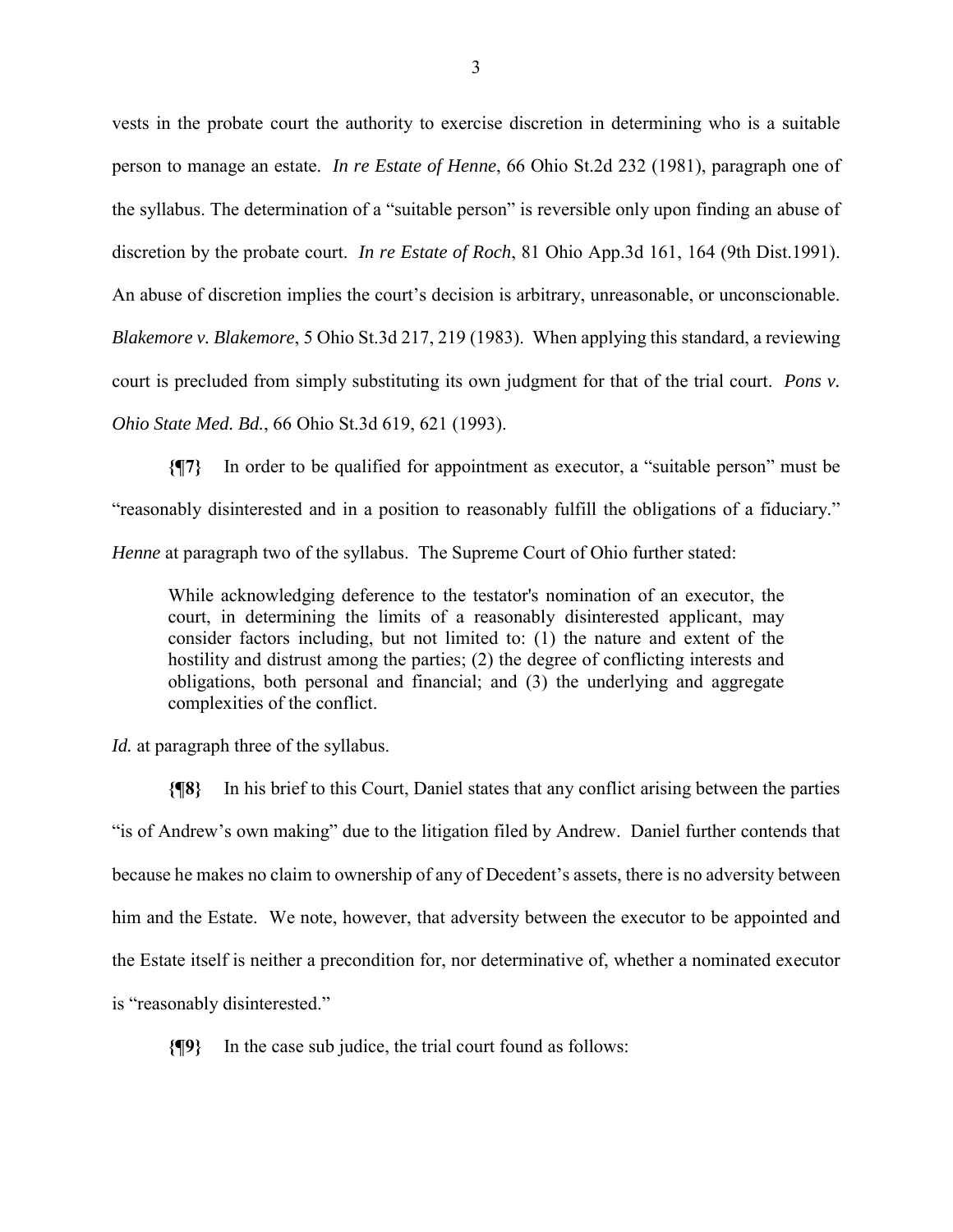vests in the probate court the authority to exercise discretion in determining who is a suitable person to manage an estate. *In re Estate of Henne*, 66 Ohio St.2d 232 (1981), paragraph one of the syllabus. The determination of a "suitable person" is reversible only upon finding an abuse of discretion by the probate court. *In re Estate of Roch*, 81 Ohio App.3d 161, 164 (9th Dist.1991). An abuse of discretion implies the court's decision is arbitrary, unreasonable, or unconscionable. *Blakemore v. Blakemore*, 5 Ohio St.3d 217, 219 (1983). When applying this standard, a reviewing court is precluded from simply substituting its own judgment for that of the trial court. *Pons v. Ohio State Med. Bd.*, 66 Ohio St.3d 619, 621 (1993).

**{¶7}** In order to be qualified for appointment as executor, a "suitable person" must be "reasonably disinterested and in a position to reasonably fulfill the obligations of a fiduciary." *Henne* at paragraph two of the syllabus. The Supreme Court of Ohio further stated:

> While acknowledging deference to the testator's nomination of an executor, the court, in determining the limits of a reasonably disinterested applicant, may consider factors including, but not limited to: (1) the nature and extent of the hostility and distrust among the parties; (2) the degree of conflicting interests and obligations, both personal and financial; and (3) the underlying and aggregate complexities of the conflict.

*Id.* at paragraph three of the syllabus.

**{¶8}** In his brief to this Court, Daniel states that any conflict arising between the parties "is of Andrew's own making" due to the litigation filed by Andrew. Daniel further contends that because he makes no claim to ownership of any of Decedent's assets, there is no adversity between him and the Estate. We note, however, that adversity between the executor to be appointed and the Estate itself is neither a precondition for, nor determinative of, whether a nominated executor is "reasonably disinterested."

**{¶9}** In the case sub judice, the trial court found as follows: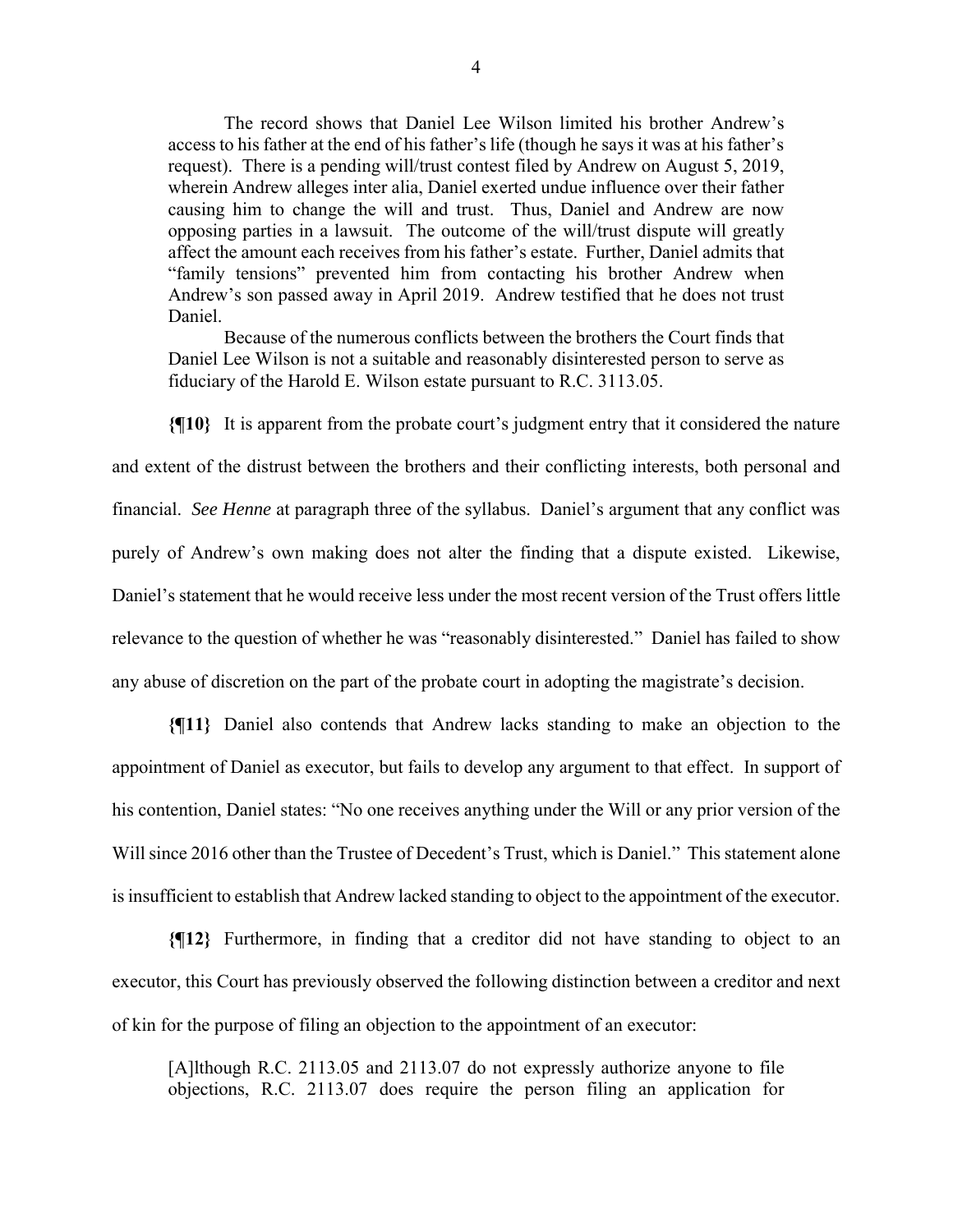> The record shows that Daniel Lee Wilson limited his brother Andrew's access to his father at the end of his father's life (though he says it was at his father's request). There is a pending will/trust contest filed by Andrew on August 5, 2019, wherein Andrew alleges inter alia, Daniel exerted undue influence over their father causing him to change the will and trust. Thus, Daniel and Andrew are now opposing parties in a lawsuit. The outcome of the will/trust dispute will greatly affect the amount each receives from his father's estate. Further, Daniel admits that "family tensions" prevented him from contacting his brother Andrew when Andrew's son passed away in April 2019. Andrew testified that he does not trust Daniel.
>
> Because of the numerous conflicts between the brothers the Court finds that Daniel Lee Wilson is not a suitable and reasonably disinterested person to serve as fiduciary of the Harold E. Wilson estate pursuant to R.C. 3113.05.

**{¶10}** It is apparent from the probate court's judgment entry that it considered the nature and extent of the distrust between the brothers and their conflicting interests, both personal and financial. *See Henne* at paragraph three of the syllabus. Daniel's argument that any conflict was purely of Andrew's own making does not alter the finding that a dispute existed. Likewise, Daniel's statement that he would receive less under the most recent version of the Trust offers little relevance to the question of whether he was "reasonably disinterested." Daniel has failed to show any abuse of discretion on the part of the probate court in adopting the magistrate's decision.

**{¶11}** Daniel also contends that Andrew lacks standing to make an objection to the appointment of Daniel as executor, but fails to develop any argument to that effect. In support of his contention, Daniel states: "No one receives anything under the Will or any prior version of the Will since 2016 other than the Trustee of Decedent's Trust, which is Daniel." This statement alone is insufficient to establish that Andrew lacked standing to object to the appointment of the executor.

**{¶12}** Furthermore, in finding that a creditor did not have standing to object to an executor, this Court has previously observed the following distinction between a creditor and next of kin for the purpose of filing an objection to the appointment of an executor:

> [A]lthough R.C. 2113.05 and 2113.07 do not expressly authorize anyone to file objections, R.C. 2113.07 does require the person filing an application for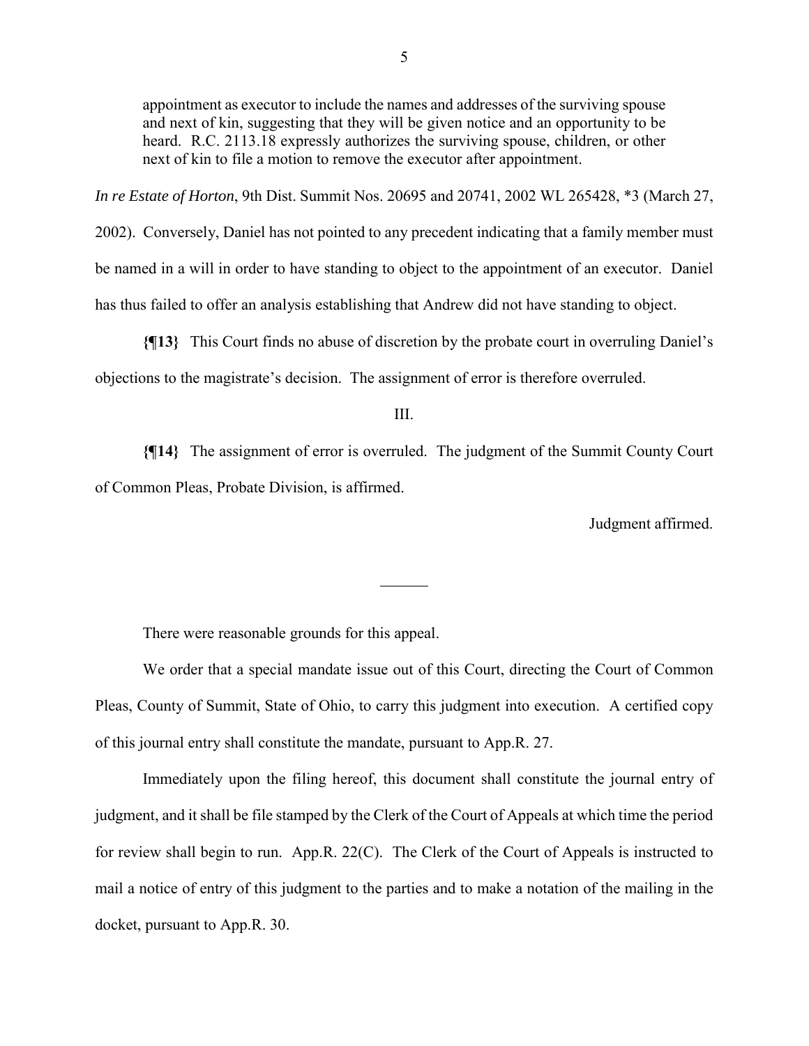> appointment as executor to include the names and addresses of the surviving spouse and next of kin, suggesting that they will be given notice and an opportunity to be heard. R.C. 2113.18 expressly authorizes the surviving spouse, children, or other next of kin to file a motion to remove the executor after appointment.

*In re Estate of Horton*, 9th Dist. Summit Nos. 20695 and 20741, 2002 WL 265428, *3 (March 27, 2002). Conversely, Daniel has not pointed to any precedent indicating that a family member must be named in a will in order to have standing to object to the appointment of an executor. Daniel has thus failed to offer an analysis establishing that Andrew did not have standing to object.

**{¶13}** This Court finds no abuse of discretion by the probate court in overruling Daniel's objections to the magistrate's decision. The assignment of error is therefore overruled.

III.

**{¶14}** The assignment of error is overruled. The judgment of the Summit County Court of Common Pleas, Probate Division, is affirmed.

Judgment affirmed.

---

There were reasonable grounds for this appeal.

We order that a special mandate issue out of this Court, directing the Court of Common Pleas, County of Summit, State of Ohio, to carry this judgment into execution. A certified copy of this journal entry shall constitute the mandate, pursuant to App.R. 27.

Immediately upon the filing hereof, this document shall constitute the journal entry of judgment, and it shall be file stamped by the Clerk of the Court of Appeals at which time the period for review shall begin to run. App.R. 22(C). The Clerk of the Court of Appeals is instructed to mail a notice of entry of this judgment to the parties and to make a notation of the mailing in the docket, pursuant to App.R. 30.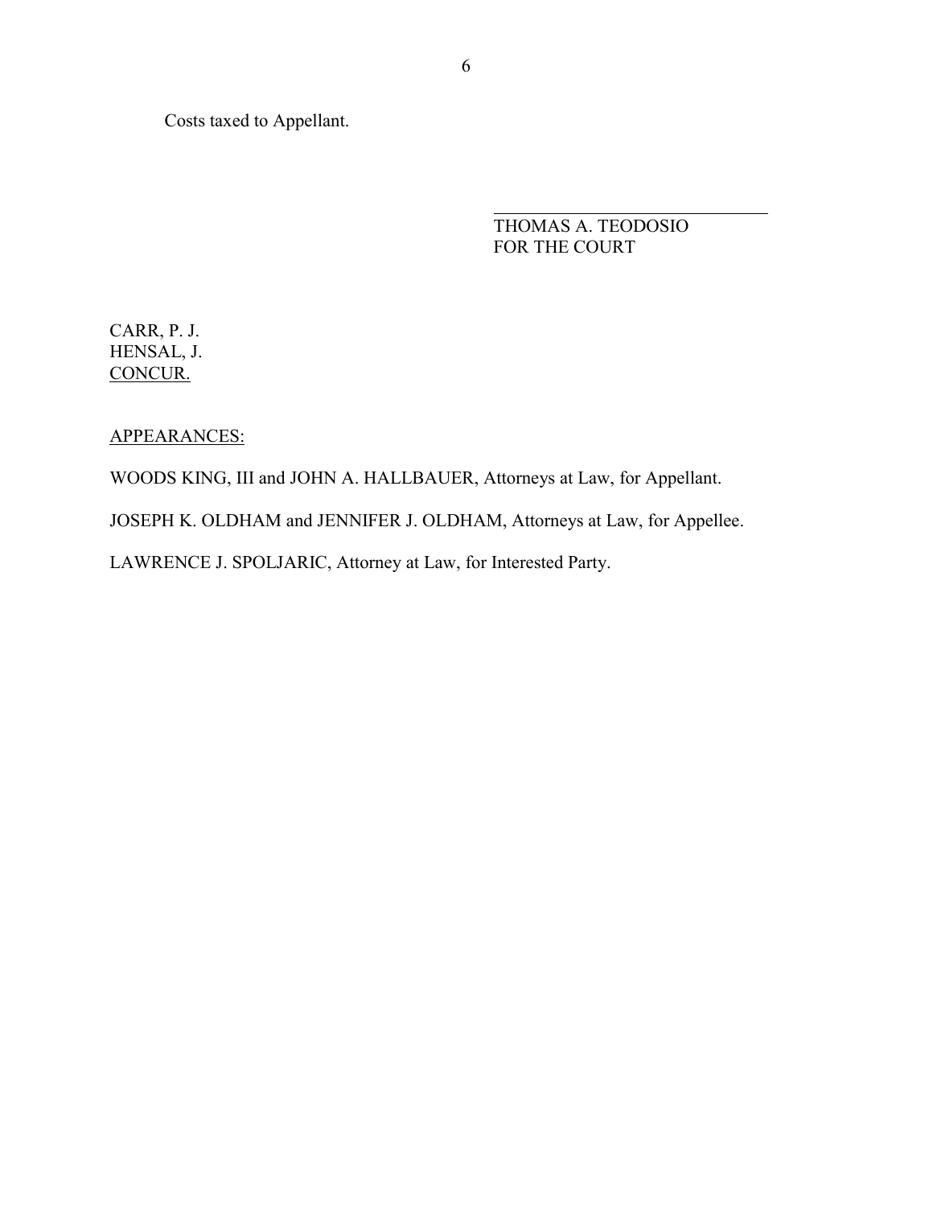Costs taxed to Appellant.

THOMAS A. TEODOSIO
FOR THE COURT

CARR, P. J.
HENSAL, J.
CONCUR.

APPEARANCES:

WOODS KING, III and JOHN A. HALLBAUER, Attorneys at Law, for Appellant.

JOSEPH K. OLDHAM and JENNIFER J. OLDHAM, Attorneys at Law, for Appellee.

LAWRENCE J. SPOLJARIC, Attorney at Law, for Interested Party.